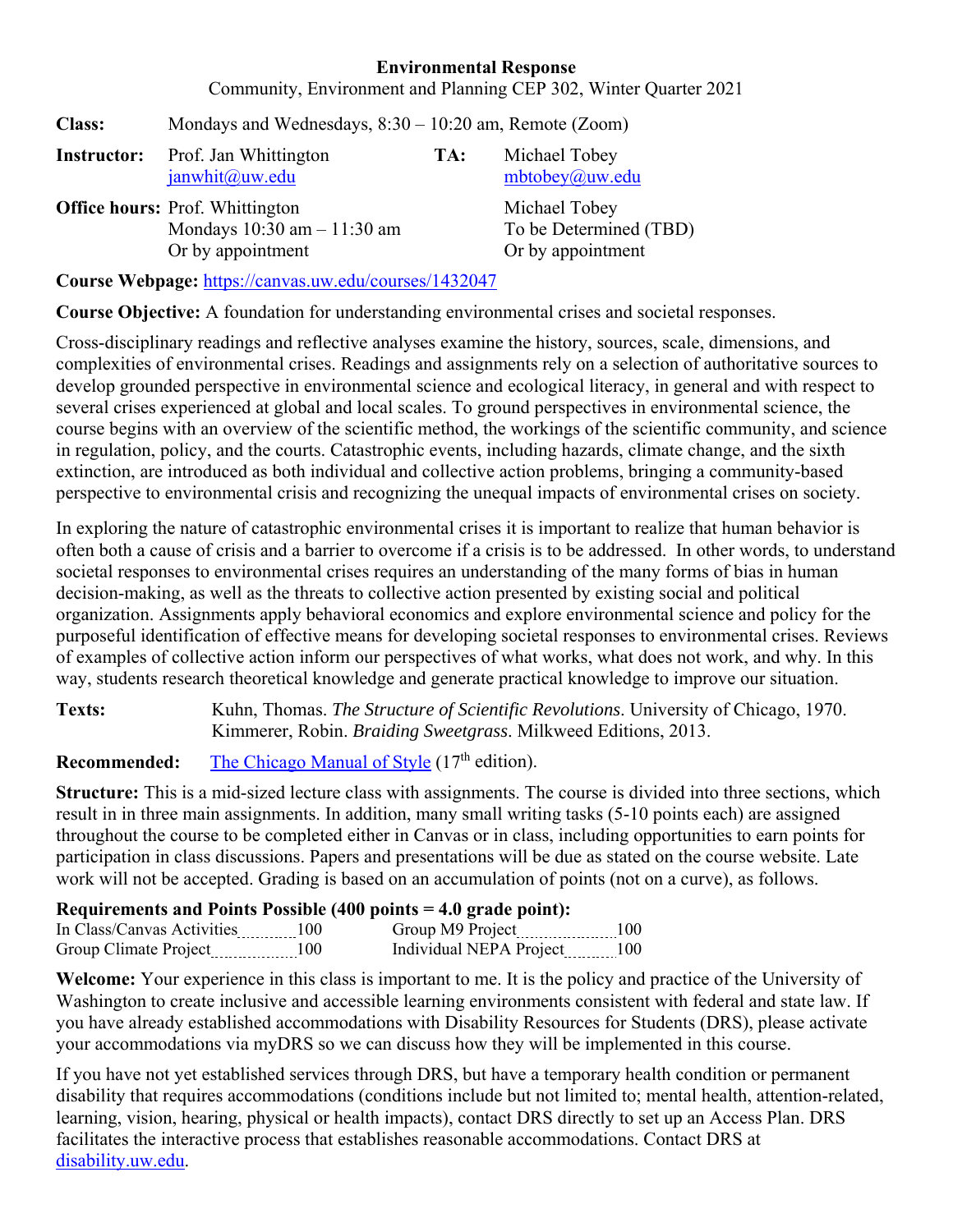# Environmental Response

Community, Environment and Planning CEP 302, Winter Quarter 2021

**Class:** Mondays and Wednesdays, 8:30 – 10:20 am, Remote (Zoom)

**Instructor:** Prof. Jan Whittington
janwhit@uw.edu

**TA:** Michael Tobey
mbtobey@uw.edu

**Office hours:** Prof. Whittington
Mondays 10:30 am – 11:30 am
Or by appointment

Michael Tobey
To be Determined (TBD)
Or by appointment

**Course Webpage:** https://canvas.uw.edu/courses/1432047

**Course Objective:** A foundation for understanding environmental crises and societal responses.

Cross-disciplinary readings and reflective analyses examine the history, sources, scale, dimensions, and complexities of environmental crises. Readings and assignments rely on a selection of authoritative sources to develop grounded perspective in environmental science and ecological literacy, in general and with respect to several crises experienced at global and local scales. To ground perspectives in environmental science, the course begins with an overview of the scientific method, the workings of the scientific community, and science in regulation, policy, and the courts. Catastrophic events, including hazards, climate change, and the sixth extinction, are introduced as both individual and collective action problems, bringing a community-based perspective to environmental crisis and recognizing the unequal impacts of environmental crises on society.

In exploring the nature of catastrophic environmental crises it is important to realize that human behavior is often both a cause of crisis and a barrier to overcome if a crisis is to be addressed. In other words, to understand societal responses to environmental crises requires an understanding of the many forms of bias in human decision-making, as well as the threats to collective action presented by existing social and political organization. Assignments apply behavioral economics and explore environmental science and policy for the purposeful identification of effective means for developing societal responses to environmental crises. Reviews of examples of collective action inform our perspectives of what works, what does not work, and why. In this way, students research theoretical knowledge and generate practical knowledge to improve our situation.

**Texts:** Kuhn, Thomas. *The Structure of Scientific Revolutions*. University of Chicago, 1970.
Kimmerer, Robin. *Braiding Sweetgrass*. Milkweed Editions, 2013.

**Recommended:** The Chicago Manual of Style (17th edition).

**Structure:** This is a mid-sized lecture class with assignments. The course is divided into three sections, which result in in three main assignments. In addition, many small writing tasks (5-10 points each) are assigned throughout the course to be completed either in Canvas or in class, including opportunities to earn points for participation in class discussions. Papers and presentations will be due as stated on the course website. Late work will not be accepted. Grading is based on an accumulation of points (not on a curve), as follows.

**Requirements and Points Possible (400 points = 4.0 grade point):**

| | | | |
|---|---|---|---|
| In Class/Canvas Activities | 100 | Group M9 Project | 100 |
| Group Climate Project | 100 | Individual NEPA Project | 100 |

**Welcome:** Your experience in this class is important to me. It is the policy and practice of the University of Washington to create inclusive and accessible learning environments consistent with federal and state law. If you have already established accommodations with Disability Resources for Students (DRS), please activate your accommodations via myDRS so we can discuss how they will be implemented in this course.

If you have not yet established services through DRS, but have a temporary health condition or permanent disability that requires accommodations (conditions include but not limited to; mental health, attention-related, learning, vision, hearing, physical or health impacts), contact DRS directly to set up an Access Plan. DRS facilitates the interactive process that establishes reasonable accommodations. Contact DRS at disability.uw.edu.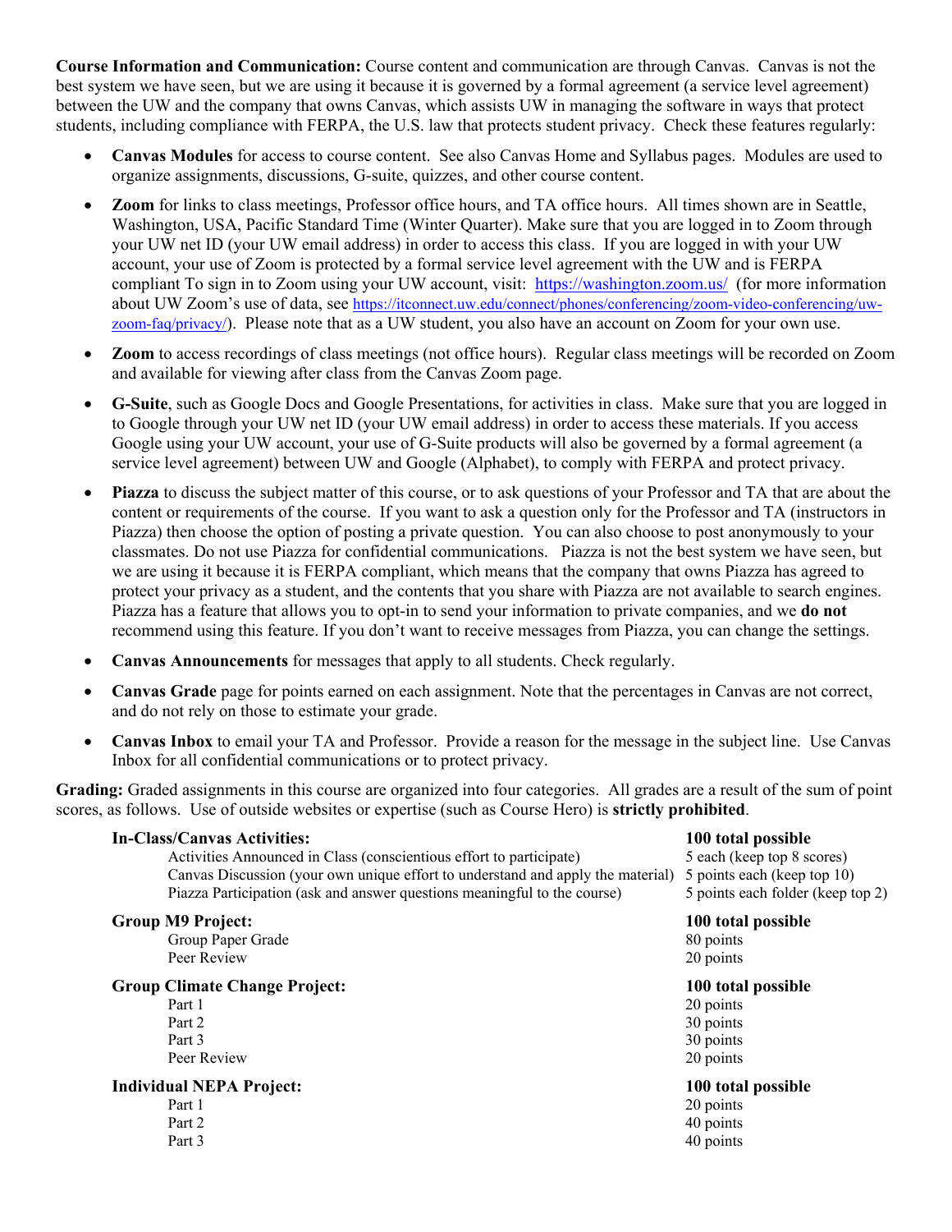**Course Information and Communication:** Course content and communication are through Canvas. Canvas is not the best system we have seen, but we are using it because it is governed by a formal agreement (a service level agreement) between the UW and the company that owns Canvas, which assists UW in managing the software in ways that protect students, including compliance with FERPA, the U.S. law that protects student privacy. Check these features regularly:

- **Canvas Modules** for access to course content. See also Canvas Home and Syllabus pages. Modules are used to organize assignments, discussions, G-suite, quizzes, and other course content.
- **Zoom** for links to class meetings, Professor office hours, and TA office hours. All times shown are in Seattle, Washington, USA, Pacific Standard Time (Winter Quarter). Make sure that you are logged in to Zoom through your UW net ID (your UW email address) in order to access this class. If you are logged in with your UW account, your use of Zoom is protected by a formal service level agreement with the UW and is FERPA compliant To sign in to Zoom using your UW account, visit: https://washington.zoom.us/ (for more information about UW Zoom's use of data, see https://itconnect.uw.edu/connect/phones/conferencing/zoom-video-conferencing/uw-zoom-faq/privacy/). Please note that as a UW student, you also have an account on Zoom for your own use.
- **Zoom** to access recordings of class meetings (not office hours). Regular class meetings will be recorded on Zoom and available for viewing after class from the Canvas Zoom page.
- **G-Suite**, such as Google Docs and Google Presentations, for activities in class. Make sure that you are logged in to Google through your UW net ID (your UW email address) in order to access these materials. If you access Google using your UW account, your use of G-Suite products will also be governed by a formal agreement (a service level agreement) between UW and Google (Alphabet), to comply with FERPA and protect privacy.
- **Piazza** to discuss the subject matter of this course, or to ask questions of your Professor and TA that are about the content or requirements of the course. If you want to ask a question only for the Professor and TA (instructors in Piazza) then choose the option of posting a private question. You can also choose to post anonymously to your classmates. Do not use Piazza for confidential communications. Piazza is not the best system we have seen, but we are using it because it is FERPA compliant, which means that the company that owns Piazza has agreed to protect your privacy as a student, and the contents that you share with Piazza are not available to search engines. Piazza has a feature that allows you to opt-in to send your information to private companies, and we **do not** recommend using this feature. If you don't want to receive messages from Piazza, you can change the settings.
- **Canvas Announcements** for messages that apply to all students. Check regularly.
- **Canvas Grade** page for points earned on each assignment. Note that the percentages in Canvas are not correct, and do not rely on those to estimate your grade.
- **Canvas Inbox** to email your TA and Professor. Provide a reason for the message in the subject line. Use Canvas Inbox for all confidential communications or to protect privacy.

**Grading:** Graded assignments in this course are organized into four categories. All grades are a result of the sum of point scores, as follows. Use of outside websites or expertise (such as Course Hero) is **strictly prohibited**.

| | |
|---|---|
| **In-Class/Canvas Activities:** | **100 total possible** |
| Activities Announced in Class (conscientious effort to participate) | 5 each (keep top 8 scores) |
| Canvas Discussion (your own unique effort to understand and apply the material) | 5 points each (keep top 10) |
| Piazza Participation (ask and answer questions meaningful to the course) | 5 points each folder (keep top 2) |
| **Group M9 Project:** | **100 total possible** |
| Group Paper Grade | 80 points |
| Peer Review | 20 points |
| **Group Climate Change Project:** | **100 total possible** |
| Part 1 | 20 points |
| Part 2 | 30 points |
| Part 3 | 30 points |
| Peer Review | 20 points |
| **Individual NEPA Project:** | **100 total possible** |
| Part 1 | 20 points |
| Part 2 | 40 points |
| Part 3 | 40 points |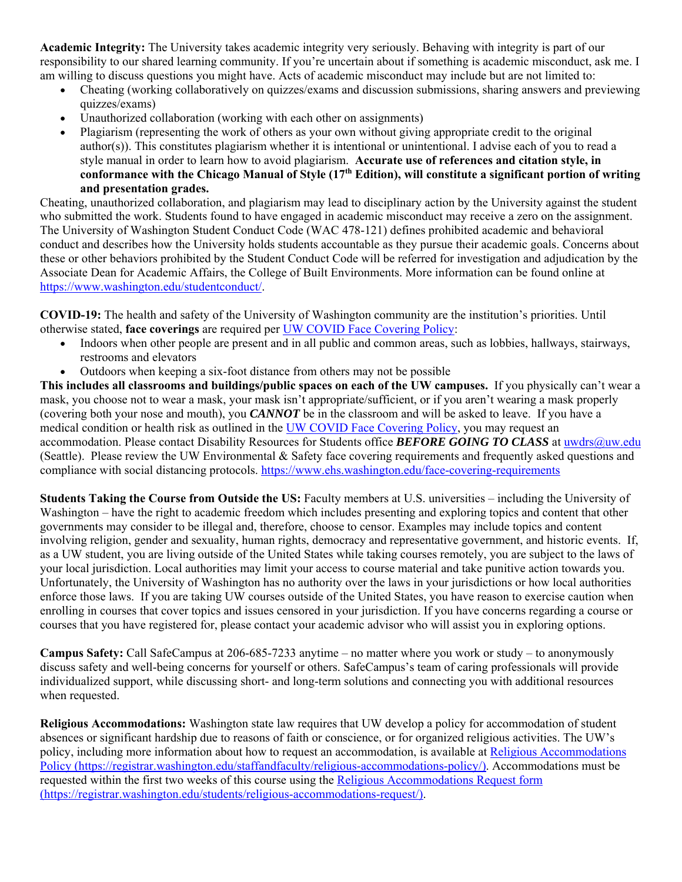**Academic Integrity:** The University takes academic integrity very seriously. Behaving with integrity is part of our responsibility to our shared learning community. If you're uncertain about if something is academic misconduct, ask me. I am willing to discuss questions you might have. Acts of academic misconduct may include but are not limited to:

- Cheating (working collaboratively on quizzes/exams and discussion submissions, sharing answers and previewing quizzes/exams)
- Unauthorized collaboration (working with each other on assignments)
- Plagiarism (representing the work of others as your own without giving appropriate credit to the original author(s)). This constitutes plagiarism whether it is intentional or unintentional. I advise each of you to read a style manual in order to learn how to avoid plagiarism. **Accurate use of references and citation style, in conformance with the Chicago Manual of Style (17th Edition), will constitute a significant portion of writing and presentation grades.**

Cheating, unauthorized collaboration, and plagiarism may lead to disciplinary action by the University against the student who submitted the work. Students found to have engaged in academic misconduct may receive a zero on the assignment. The University of Washington Student Conduct Code (WAC 478-121) defines prohibited academic and behavioral conduct and describes how the University holds students accountable as they pursue their academic goals. Concerns about these or other behaviors prohibited by the Student Conduct Code will be referred for investigation and adjudication by the Associate Dean for Academic Affairs, the College of Built Environments. More information can be found online at https://www.washington.edu/studentconduct/.

**COVID-19:** The health and safety of the University of Washington community are the institution's priorities. Until otherwise stated, **face coverings** are required per UW COVID Face Covering Policy:

- Indoors when other people are present and in all public and common areas, such as lobbies, hallways, stairways, restrooms and elevators
- Outdoors when keeping a six-foot distance from others may not be possible

**This includes all classrooms and buildings/public spaces on each of the UW campuses.** If you physically can't wear a mask, you choose not to wear a mask, your mask isn't appropriate/sufficient, or if you aren't wearing a mask properly (covering both your nose and mouth), you ***CANNOT*** be in the classroom and will be asked to leave. If you have a medical condition or health risk as outlined in the UW COVID Face Covering Policy, you may request an accommodation. Please contact Disability Resources for Students office ***BEFORE GOING TO CLASS*** at uwdrs@uw.edu (Seattle). Please review the UW Environmental & Safety face covering requirements and frequently asked questions and compliance with social distancing protocols. https://www.ehs.washington.edu/face-covering-requirements

**Students Taking the Course from Outside the US:** Faculty members at U.S. universities – including the University of Washington – have the right to academic freedom which includes presenting and exploring topics and content that other governments may consider to be illegal and, therefore, choose to censor. Examples may include topics and content involving religion, gender and sexuality, human rights, democracy and representative government, and historic events. If, as a UW student, you are living outside of the United States while taking courses remotely, you are subject to the laws of your local jurisdiction. Local authorities may limit your access to course material and take punitive action towards you. Unfortunately, the University of Washington has no authority over the laws in your jurisdictions or how local authorities enforce those laws. If you are taking UW courses outside of the United States, you have reason to exercise caution when enrolling in courses that cover topics and issues censored in your jurisdiction. If you have concerns regarding a course or courses that you have registered for, please contact your academic advisor who will assist you in exploring options.

**Campus Safety:** Call SafeCampus at 206-685-7233 anytime – no matter where you work or study – to anonymously discuss safety and well-being concerns for yourself or others. SafeCampus's team of caring professionals will provide individualized support, while discussing short- and long-term solutions and connecting you with additional resources when requested.

**Religious Accommodations:** Washington state law requires that UW develop a policy for accommodation of student absences or significant hardship due to reasons of faith or conscience, or for organized religious activities. The UW's policy, including more information about how to request an accommodation, is available at Religious Accommodations Policy (https://registrar.washington.edu/staffandfaculty/religious-accommodations-policy/). Accommodations must be requested within the first two weeks of this course using the Religious Accommodations Request form (https://registrar.washington.edu/students/religious-accommodations-request/).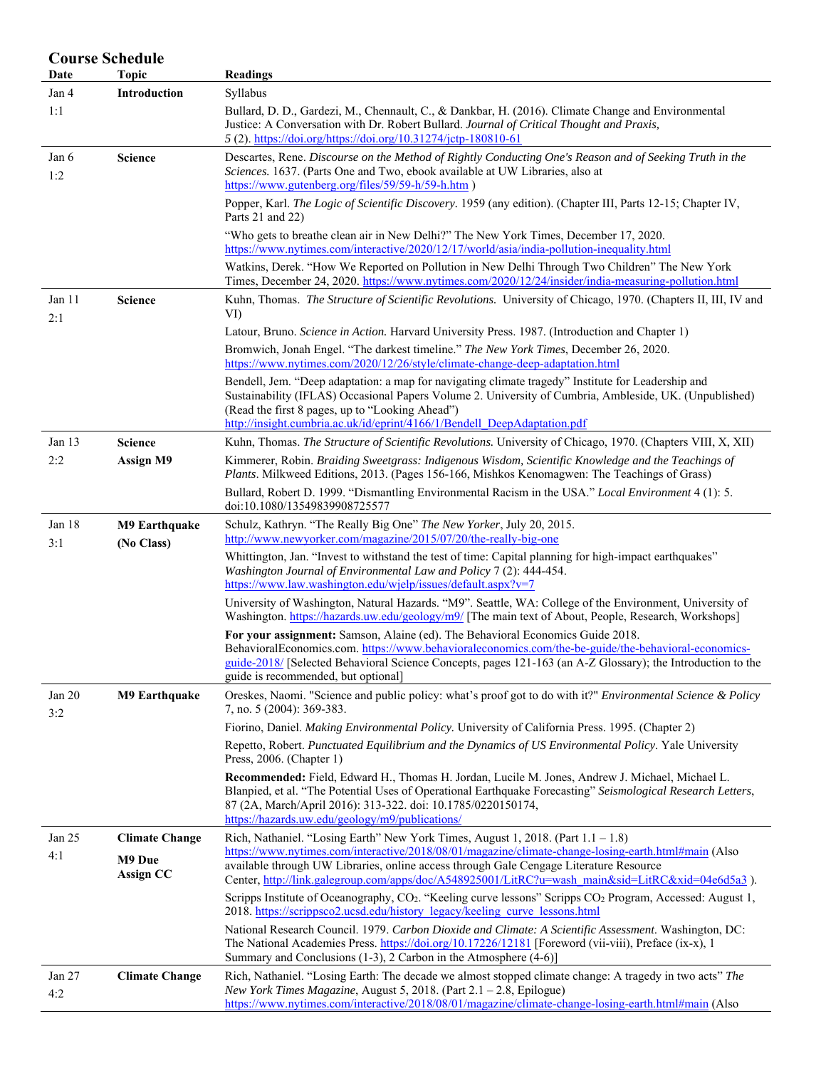## Course Schedule

| Date | Topic | Readings |
|---|---|---|
| Jan 4<br>1:1 | **Introduction** | Syllabus<br><br>Bullard, D. D., Gardezi, M., Chennault, C., & Dankbar, H. (2016). Climate Change and Environmental Justice: A Conversation with Dr. Robert Bullard. *Journal of Critical Thought and Praxis, 5* (2). https://doi.org/https://doi.org/10.31274/jctp-180810-61 |
| Jan 6<br>1:2 | **Science** | Descartes, Rene. *Discourse on the Method of Rightly Conducting One's Reason and of Seeking Truth in the Sciences.* 1637. (Parts One and Two, ebook available at UW Libraries, also at https://www.gutenberg.org/files/59/59-h/59-h.htm )<br><br>Popper, Karl. *The Logic of Scientific Discovery*. 1959 (any edition). (Chapter III, Parts 12-15; Chapter IV, Parts 21 and 22)<br><br>"Who gets to breathe clean air in New Delhi?" The New York Times, December 17, 2020. https://www.nytimes.com/interactive/2020/12/17/world/asia/india-pollution-inequality.html<br><br>Watkins, Derek. "How We Reported on Pollution in New Delhi Through Two Children" The New York Times, December 24, 2020. https://www.nytimes.com/2020/12/24/insider/india-measuring-pollution.html |
| Jan 11<br>2:1 | **Science** | Kuhn, Thomas. *The Structure of Scientific Revolutions.* University of Chicago, 1970. (Chapters II, III, IV and VI)<br><br>Latour, Bruno. *Science in Action.* Harvard University Press. 1987. (Introduction and Chapter 1)<br><br>Bromwich, Jonah Engel. "The darkest timeline." *The New York Times*, December 26, 2020. https://www.nytimes.com/2020/12/26/style/climate-change-deep-adaptation.html<br><br>Bendell, Jem. "Deep adaptation: a map for navigating climate tragedy" Institute for Leadership and Sustainability (IFLAS) Occasional Papers Volume 2. University of Cumbria, Ambleside, UK. (Unpublished) (Read the first 8 pages, up to "Looking Ahead") http://insight.cumbria.ac.uk/id/eprint/4166/1/Bendell_DeepAdaptation.pdf |
| Jan 13<br>2:2 | **Science**<br>**Assign M9** | Kuhn, Thomas. *The Structure of Scientific Revolutions.* University of Chicago, 1970. (Chapters VIII, X, XII)<br><br>Kimmerer, Robin. *Braiding Sweetgrass: Indigenous Wisdom, Scientific Knowledge and the Teachings of Plants*. Milkweed Editions, 2013. (Pages 156-166, Mishkos Kenomagwen: The Teachings of Grass)<br><br>Bullard, Robert D. 1999. "Dismantling Environmental Racism in the USA." *Local Environment* 4 (1): 5. doi:10.1080/13549839908725577 |
| Jan 18<br>3:1 | **M9 Earthquake**<br>**(No Class)** | Schulz, Kathryn. "The Really Big One" *The New Yorker*, July 20, 2015. http://www.newyorker.com/magazine/2015/07/20/the-really-big-one<br><br>Whittington, Jan. "Invest to withstand the test of time: Capital planning for high-impact earthquakes" *Washington Journal of Environmental Law and Policy* 7 (2): 444-454. https://www.law.washington.edu/wjelp/issues/default.aspx?v=7<br><br>University of Washington, Natural Hazards. "M9". Seattle, WA: College of the Environment, University of Washington. https://hazards.uw.edu/geology/m9/ [The main text of About, People, Research, Workshops]<br><br>**For your assignment:** Samson, Alaine (ed). The Behavioral Economics Guide 2018. BehavioralEconomics.com. https://www.behavioraleconomics.com/the-be-guide/the-behavioral-economics-guide-2018/ [Selected Behavioral Science Concepts, pages 121-163 (an A-Z Glossary); the Introduction to the guide is recommended, but optional] |
| Jan 20<br>3:2 | **M9 Earthquake** | Oreskes, Naomi. "Science and public policy: what's proof got to do with it?" *Environmental Science & Policy* 7, no. 5 (2004): 369-383.<br><br>Fiorino, Daniel. *Making Environmental Policy.* University of California Press. 1995. (Chapter 2)<br><br>Repetto, Robert. *Punctuated Equilibrium and the Dynamics of US Environmental Policy*. Yale University Press, 2006. (Chapter 1)<br><br>**Recommended:** Field, Edward H., Thomas H. Jordan, Lucile M. Jones, Andrew J. Michael, Michael L. Blanpied, et al. "The Potential Uses of Operational Earthquake Forecasting" *Seismological Research Letters*, 87 (2A, March/April 2016): 313-322. doi: 10.1785/0220150174, https://hazards.uw.edu/geology/m9/publications/ |
| Jan 25<br>4:1 | **Climate Change**<br>**M9 Due**<br>**Assign CC** | Rich, Nathaniel. "Losing Earth" New York Times, August 1, 2018. (Part 1.1 – 1.8) https://www.nytimes.com/interactive/2018/08/01/magazine/climate-change-losing-earth.html#main (Also available through UW Libraries, online access through Gale Cengage Literature Resource Center, http://link.galegroup.com/apps/doc/A548925001/LitRC?u=wash_main&sid=LitRC&xid=04e6d5a3 ).<br><br>Scripps Institute of Oceanography, $CO_2$. "Keeling curve lessons" Scripps $CO_2$ Program, Accessed: August 1, 2018. https://scrippsco2.ucsd.edu/history_legacy/keeling_curve_lessons.html<br><br>National Research Council. 1979. *Carbon Dioxide and Climate: A Scientific Assessment*. Washington, DC: The National Academies Press. https://doi.org/10.17226/12181 [Foreword (vii-viii), Preface (ix-x), 1 Summary and Conclusions (1-3), 2 Carbon in the Atmosphere (4-6)] |
| Jan 27<br>4:2 | **Climate Change** | Rich, Nathaniel. "Losing Earth: The decade we almost stopped climate change: A tragedy in two acts" *The New York Times Magazine*, August 5, 2018. (Part 2.1 – 2.8, Epilogue) https://www.nytimes.com/interactive/2018/08/01/magazine/climate-change-losing-earth.html#main (Also |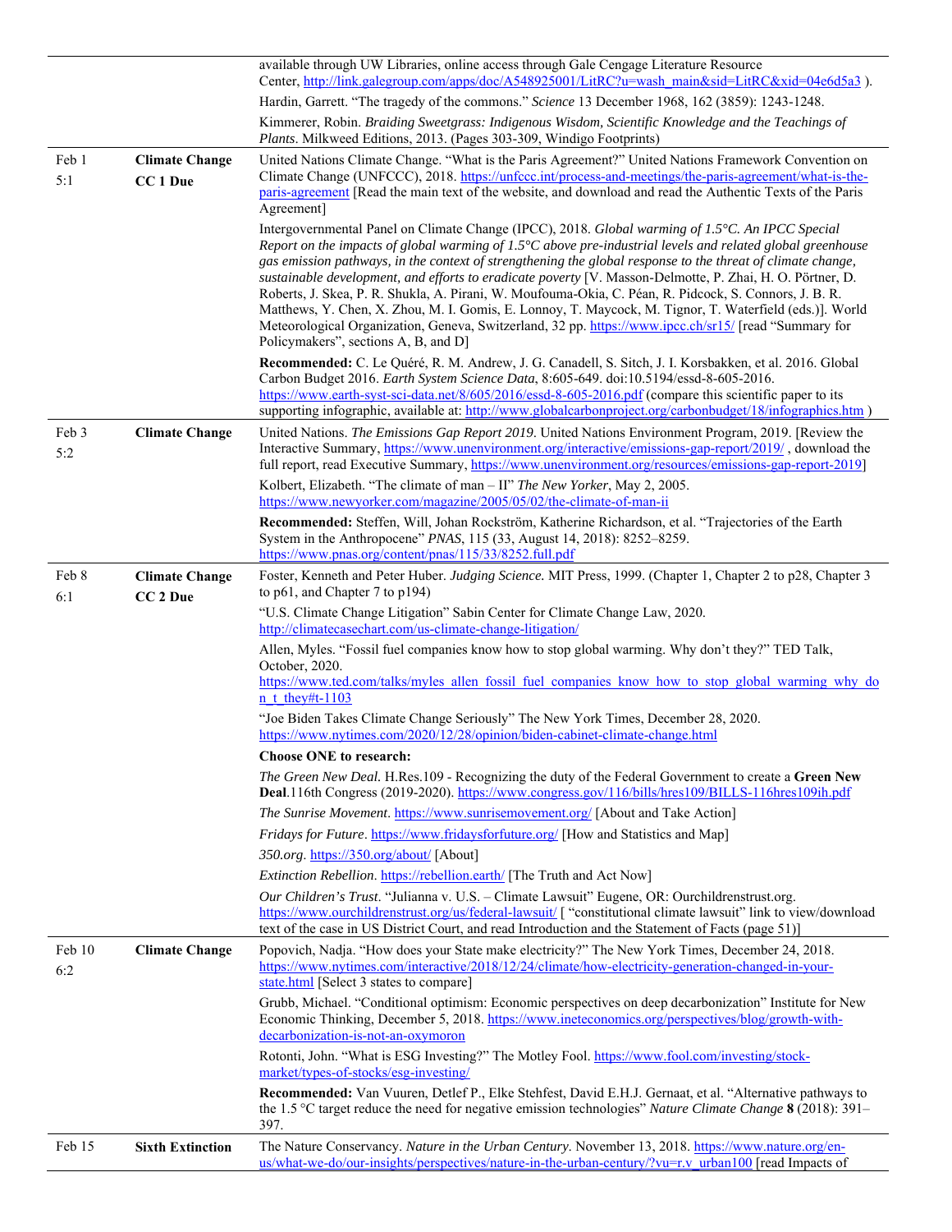| | | |
|---|---|---|
| | | available through UW Libraries, online access through Gale Cengage Literature Resource Center, http://link.galegroup.com/apps/doc/A548925001/LitRC?u=wash_main&sid=LitRC&xid=04e6d5a3 ).<br><br>Hardin, Garrett. "The tragedy of the commons." *Science* 13 December 1968, 162 (3859): 1243-1248.<br><br>Kimmerer, Robin. *Braiding Sweetgrass: Indigenous Wisdom, Scientific Knowledge and the Teachings of Plants*. Milkweed Editions, 2013. (Pages 303-309, Windigo Footprints) |
| Feb 1<br>5:1 | **Climate Change**<br>**CC 1 Due** | United Nations Climate Change. "What is the Paris Agreement?" United Nations Framework Convention on Climate Change (UNFCCC), 2018. https://unfccc.int/process-and-meetings/the-paris-agreement/what-is-the-paris-agreement [Read the main text of the website, and download and read the Authentic Texts of the Paris Agreement]<br><br>Intergovernmental Panel on Climate Change (IPCC), 2018. *Global warming of 1.5°C. An IPCC Special Report on the impacts of global warming of 1.5°C above pre-industrial levels and related global greenhouse gas emission pathways, in the context of strengthening the global response to the threat of climate change, sustainable development, and efforts to eradicate poverty* [V. Masson-Delmotte, P. Zhai, H. O. Pörtner, D. Roberts, J. Skea, P. R. Shukla, A. Pirani, W. Moufouma-Okia, C. Péan, R. Pidcock, S. Connors, J. B. R. Matthews, Y. Chen, X. Zhou, M. I. Gomis, E. Lonnoy, T. Maycock, M. Tignor, T. Waterfield (eds.)]. World Meteorological Organization, Geneva, Switzerland, 32 pp. https://www.ipcc.ch/sr15/ [read "Summary for Policymakers", sections A, B, and D]<br><br>**Recommended:** C. Le Quéré, R. M. Andrew, J. G. Canadell, S. Sitch, J. I. Korsbakken, et al. 2016. Global Carbon Budget 2016. *Earth System Science Data*, 8:605-649. doi:10.5194/essd-8-605-2016. https://www.earth-syst-sci-data.net/8/605/2016/essd-8-605-2016.pdf (compare this scientific paper to its supporting infographic, available at: http://www.globalcarbonproject.org/carbonbudget/18/infographics.htm ) |
| Feb 3<br>5:2 | **Climate Change** | United Nations. *The Emissions Gap Report 2019*. United Nations Environment Program, 2019. [Review the Interactive Summary, https://www.unenvironment.org/interactive/emissions-gap-report/2019/ , download the full report, read Executive Summary, https://www.unenvironment.org/resources/emissions-gap-report-2019]<br><br>Kolbert, Elizabeth. "The climate of man – II" *The New Yorker*, May 2, 2005. https://www.newyorker.com/magazine/2005/05/02/the-climate-of-man-ii<br><br>**Recommended:** Steffen, Will, Johan Rockström, Katherine Richardson, et al. "Trajectories of the Earth System in the Anthropocene" *PNAS*, 115 (33, August 14, 2018): 8252–8259. https://www.pnas.org/content/pnas/115/33/8252.full.pdf |
| Feb 8<br>6:1 | **Climate Change**<br>**CC 2 Due** | Foster, Kenneth and Peter Huber. *Judging Science.* MIT Press, 1999. (Chapter 1, Chapter 2 to p28, Chapter 3 to p61, and Chapter 7 to p194)<br><br>"U.S. Climate Change Litigation" Sabin Center for Climate Change Law, 2020. http://climatecasechart.com/us-climate-change-litigation/<br><br>Allen, Myles. "Fossil fuel companies know how to stop global warming. Why don't they?" TED Talk, October, 2020. https://www.ted.com/talks/myles_allen_fossil_fuel_companies_know_how_to_stop_global_warming_why_don_t_they#t-1103<br><br>"Joe Biden Takes Climate Change Seriously" The New York Times, December 28, 2020. https://www.nytimes.com/2020/12/28/opinion/biden-cabinet-climate-change.html<br><br>**Choose ONE to research:**<br><br>*The Green New Deal.* H.Res.109 - Recognizing the duty of the Federal Government to create a **Green New Deal**.116th Congress (2019-2020). https://www.congress.gov/116/bills/hres109/BILLS-116hres109ih.pdf<br><br>*The Sunrise Movement*. https://www.sunrisemovement.org/ [About and Take Action]<br><br>*Fridays for Future*. https://www.fridaysforfuture.org/ [How and Statistics and Map]<br><br>*350.org*. https://350.org/about/ [About]<br><br>*Extinction Rebellion*. https://rebellion.earth/ [The Truth and Act Now]<br><br>*Our Children's Trust*. "Julianna v. U.S. – Climate Lawsuit" Eugene, OR: Ourchildrenstrust.org. https://www.ourchildrenstrust.org/us/federal-lawsuit/ [ "constitutional climate lawsuit" link to view/download text of the case in US District Court, and read Introduction and the Statement of Facts (page 51)] |
| Feb 10<br>6:2 | **Climate Change** | Popovich, Nadja. "How does your State make electricity?" The New York Times, December 24, 2018. https://www.nytimes.com/interactive/2018/12/24/climate/how-electricity-generation-changed-in-your-state.html [Select 3 states to compare]<br><br>Grubb, Michael. "Conditional optimism: Economic perspectives on deep decarbonization" Institute for New Economic Thinking, December 5, 2018. https://www.ineteconomics.org/perspectives/blog/growth-with-decarbonization-is-not-an-oxymoron<br><br>Rotonti, John. "What is ESG Investing?" The Motley Fool. https://www.fool.com/investing/stock-market/types-of-stocks/esg-investing/<br><br>**Recommended:** Van Vuuren, Detlef P., Elke Stehfest, David E.H.J. Gernaat, et al. "Alternative pathways to the 1.5 °C target reduce the need for negative emission technologies" *Nature Climate Change* **8** (2018): 391–397. |
| Feb 15 | **Sixth Extinction** | The Nature Conservancy. *Nature in the Urban Century*. November 13, 2018. https://www.nature.org/en-us/what-we-do/our-insights/perspectives/nature-in-the-urban-century/?vu=r.v_urban100 [read Impacts of |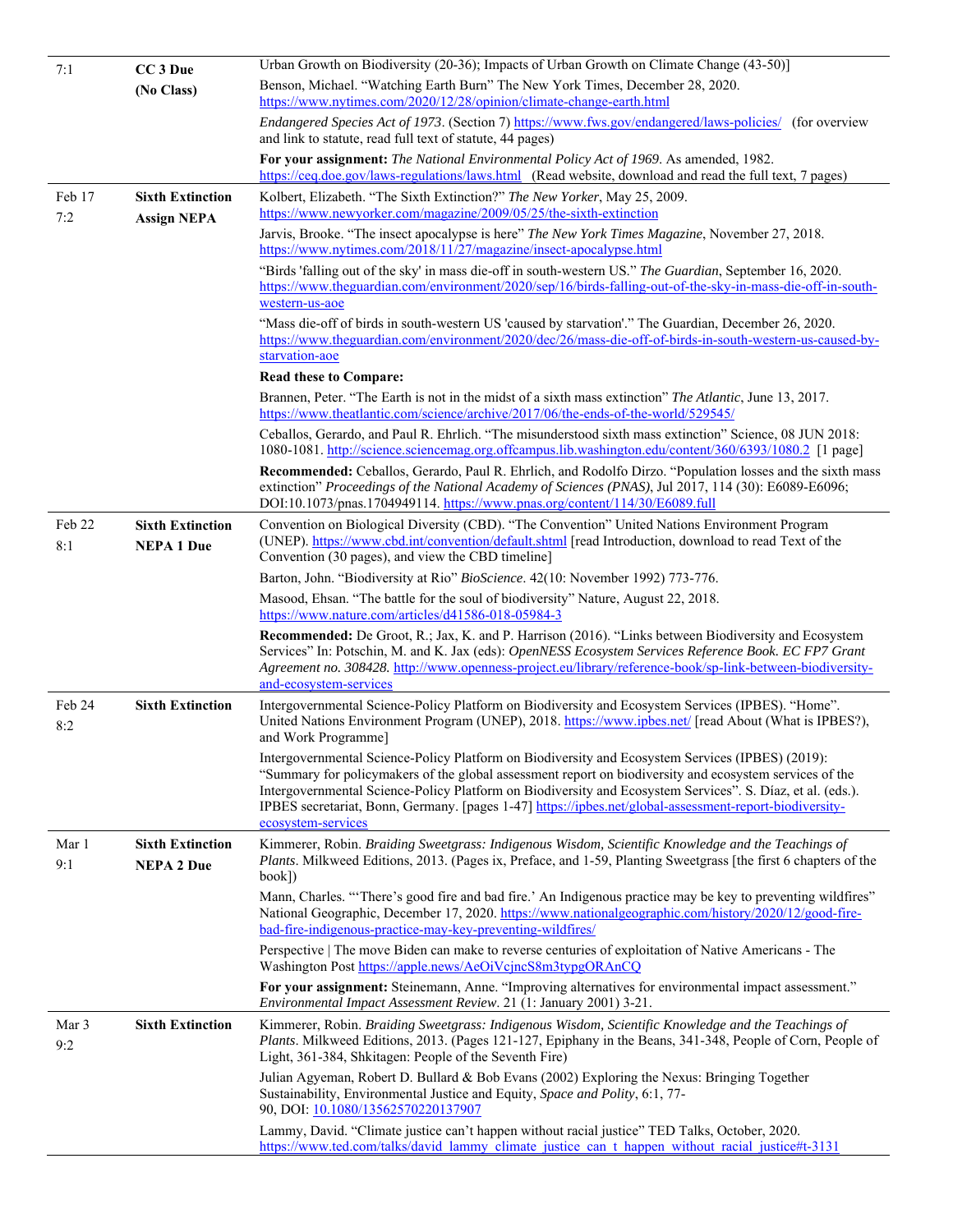| | | |
|---|---|---|
| 7:1 | **CC 3 Due** **(No Class)** | Urban Growth on Biodiversity (20-36); Impacts of Urban Growth on Climate Change (43-50)] <br> Benson, Michael. "Watching Earth Burn" The New York Times, December 28, 2020. https://www.nytimes.com/2020/12/28/opinion/climate-change-earth.html <br> *Endangered Species Act of 1973*. (Section 7) https://www.fws.gov/endangered/laws-policies/ (for overview and link to statute, read full text of statute, 44 pages) <br> **For your assignment:** *The National Environmental Policy Act of 1969*. As amended, 1982. https://ceq.doe.gov/laws-regulations/laws.html (Read website, download and read the full text, 7 pages) |
| Feb 17 7:2 | **Sixth Extinction** **Assign NEPA** | Kolbert, Elizabeth. "The Sixth Extinction?" *The New Yorker*, May 25, 2009. https://www.newyorker.com/magazine/2009/05/25/the-sixth-extinction <br> Jarvis, Brooke. "The insect apocalypse is here" *The New York Times Magazine*, November 27, 2018. https://www.nytimes.com/2018/11/27/magazine/insect-apocalypse.html <br> "Birds 'falling out of the sky' in mass die-off in south-western US." *The Guardian*, September 16, 2020. https://www.theguardian.com/environment/2020/sep/16/birds-falling-out-of-the-sky-in-mass-die-off-in-south-western-us-aoe <br> "Mass die-off of birds in south-western US 'caused by starvation'." The Guardian, December 26, 2020. https://www.theguardian.com/environment/2020/dec/26/mass-die-off-of-birds-in-south-western-us-caused-by-starvation-aoe <br> **Read these to Compare:** <br> Brannen, Peter. "The Earth is not in the midst of a sixth mass extinction" *The Atlantic*, June 13, 2017. https://www.theatlantic.com/science/archive/2017/06/the-ends-of-the-world/529545/ <br> Ceballos, Gerardo, and Paul R. Ehrlich. "The misunderstood sixth mass extinction" Science, 08 JUN 2018: 1080-1081. http://science.sciencemag.org.offcampus.lib.washington.edu/content/360/6393/1080.2 [1 page] <br> **Recommended:** Ceballos, Gerardo, Paul R. Ehrlich, and Rodolfo Dirzo. "Population losses and the sixth mass extinction" *Proceedings of the National Academy of Sciences (PNAS)*, Jul 2017, 114 (30): E6089-E6096; DOI:10.1073/pnas.1704949114. https://www.pnas.org/content/114/30/E6089.full |
| Feb 22 8:1 | **Sixth Extinction** **NEPA 1 Due** | Convention on Biological Diversity (CBD). "The Convention" United Nations Environment Program (UNEP). https://www.cbd.int/convention/default.shtml [read Introduction, download to read Text of the Convention (30 pages), and view the CBD timeline] <br> Barton, John. "Biodiversity at Rio" *BioScience*. 42(10: November 1992) 773-776. <br> Masood, Ehsan. "The battle for the soul of biodiversity" Nature, August 22, 2018. https://www.nature.com/articles/d41586-018-05984-3 <br> **Recommended:** De Groot, R.; Jax, K. and P. Harrison (2016). "Links between Biodiversity and Ecosystem Services" In: Potschin, M. and K. Jax (eds): *OpenNESS Ecosystem Services Reference Book. EC FP7 Grant Agreement no. 308428.* http://www.openness-project.eu/library/reference-book/sp-link-between-biodiversity-and-ecosystem-services |
| Feb 24 8:2 | **Sixth Extinction** | Intergovernmental Science-Policy Platform on Biodiversity and Ecosystem Services (IPBES). "Home". United Nations Environment Program (UNEP), 2018. https://www.ipbes.net/ [read About (What is IPBES?), and Work Programme] <br> Intergovernmental Science-Policy Platform on Biodiversity and Ecosystem Services (IPBES) (2019): "Summary for policymakers of the global assessment report on biodiversity and ecosystem services of the Intergovernmental Science-Policy Platform on Biodiversity and Ecosystem Services". S. Díaz, et al. (eds.). IPBES secretariat, Bonn, Germany. [pages 1-47] https://ipbes.net/global-assessment-report-biodiversity-ecosystem-services |
| Mar 1 9:1 | **Sixth Extinction** **NEPA 2 Due** | Kimmerer, Robin. *Braiding Sweetgrass: Indigenous Wisdom, Scientific Knowledge and the Teachings of Plants*. Milkweed Editions, 2013. (Pages ix, Preface, and 1-59, Planting Sweetgrass [the first 6 chapters of the book]) <br> Mann, Charles. "'There's good fire and bad fire.' An Indigenous practice may be key to preventing wildfires" National Geographic, December 17, 2020. https://www.nationalgeographic.com/history/2020/12/good-fire-bad-fire-indigenous-practice-may-key-preventing-wildfires/ <br> Perspective \| The move Biden can make to reverse centuries of exploitation of Native Americans - The Washington Post https://apple.news/AeOiVcjncS8m3typgORAnCQ <br> **For your assignment:** Steinemann, Anne. "Improving alternatives for environmental impact assessment." *Environmental Impact Assessment Review*. 21 (1: January 2001) 3-21. |
| Mar 3 9:2 | **Sixth Extinction** | Kimmerer, Robin. *Braiding Sweetgrass: Indigenous Wisdom, Scientific Knowledge and the Teachings of Plants*. Milkweed Editions, 2013. (Pages 121-127, Epiphany in the Beans, 341-348, People of Corn, People of Light, 361-384, Shkitagen: People of the Seventh Fire) <br> Julian Agyeman, Robert D. Bullard & Bob Evans (2002) Exploring the Nexus: Bringing Together Sustainability, Environmental Justice and Equity, *Space and Polity*, 6:1, 77-90, DOI: 10.1080/13562570220137907 <br> Lammy, David. "Climate justice can't happen without racial justice" TED Talks, October, 2020. https://www.ted.com/talks/david_lammy_climate_justice_can_t_happen_without_racial_justice#t-3131 |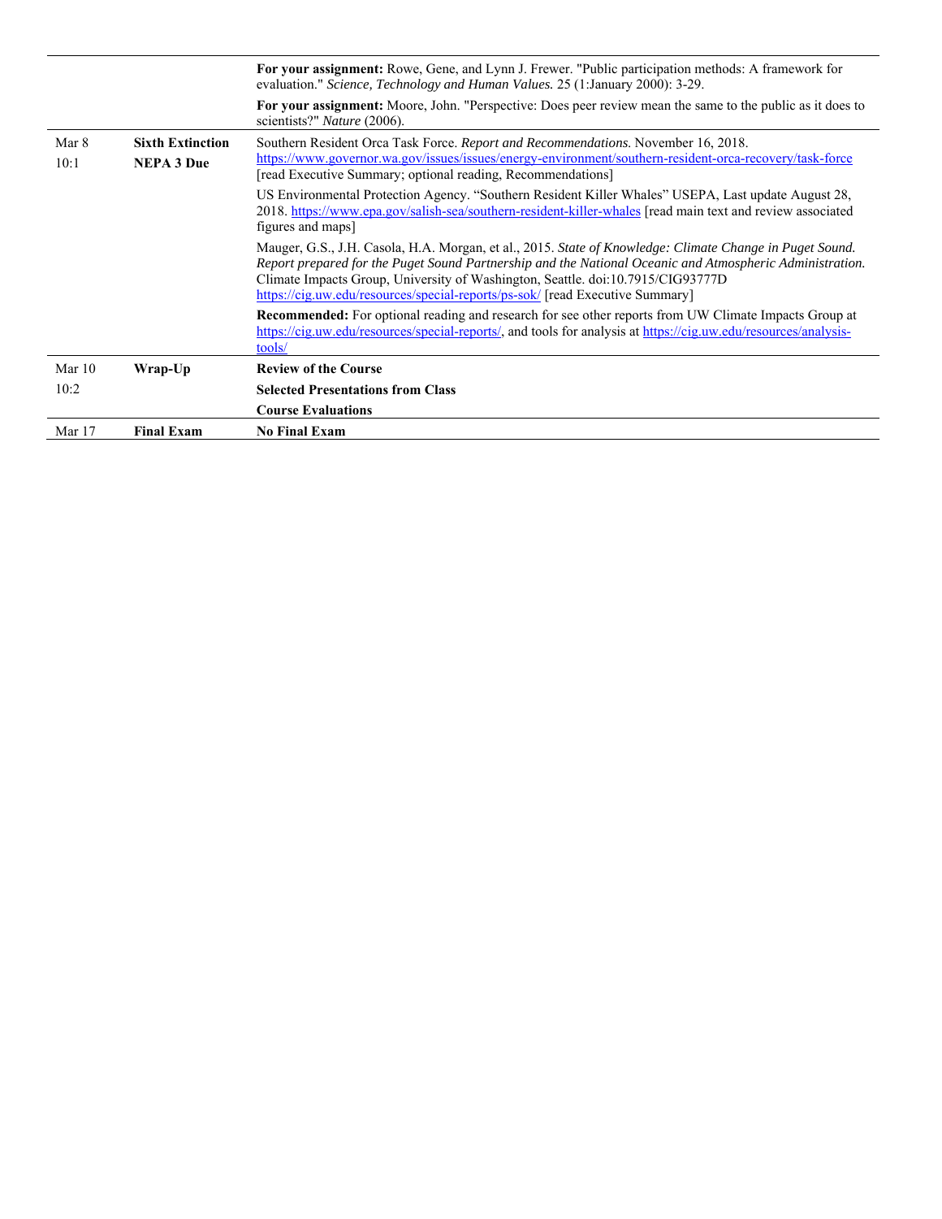| | | |
|---|---|---|
| | | **For your assignment:** Rowe, Gene, and Lynn J. Frewer. "Public participation methods: A framework for evaluation." *Science, Technology and Human Values.* 25 (1:January 2000): 3-29.<br><br>**For your assignment:** Moore, John. "Perspective: Does peer review mean the same to the public as it does to scientists?" *Nature* (2006). |
| Mar 8<br>10:1 | **Sixth Extinction**<br>**NEPA 3 Due** | Southern Resident Orca Task Force. *Report and Recommendations.* November 16, 2018. https://www.governor.wa.gov/issues/issues/energy-environment/southern-resident-orca-recovery/task-force [read Executive Summary; optional reading, Recommendations]<br><br>US Environmental Protection Agency. "Southern Resident Killer Whales" USEPA, Last update August 28, 2018. https://www.epa.gov/salish-sea/southern-resident-killer-whales [read main text and review associated figures and maps]<br><br>Mauger, G.S., J.H. Casola, H.A. Morgan, et al., 2015. *State of Knowledge: Climate Change in Puget Sound. Report prepared for the Puget Sound Partnership and the National Oceanic and Atmospheric Administration.* Climate Impacts Group, University of Washington, Seattle. doi:10.7915/CIG93777D https://cig.uw.edu/resources/special-reports/ps-sok/ [read Executive Summary]<br><br>**Recommended:** For optional reading and research for see other reports from UW Climate Impacts Group at https://cig.uw.edu/resources/special-reports/, and tools for analysis at https://cig.uw.edu/resources/analysis-tools/ |
| Mar 10<br>10:2 | **Wrap-Up** | **Review of the Course**<br>**Selected Presentations from Class**<br>**Course Evaluations** |
| Mar 17 | **Final Exam** | **No Final Exam** |